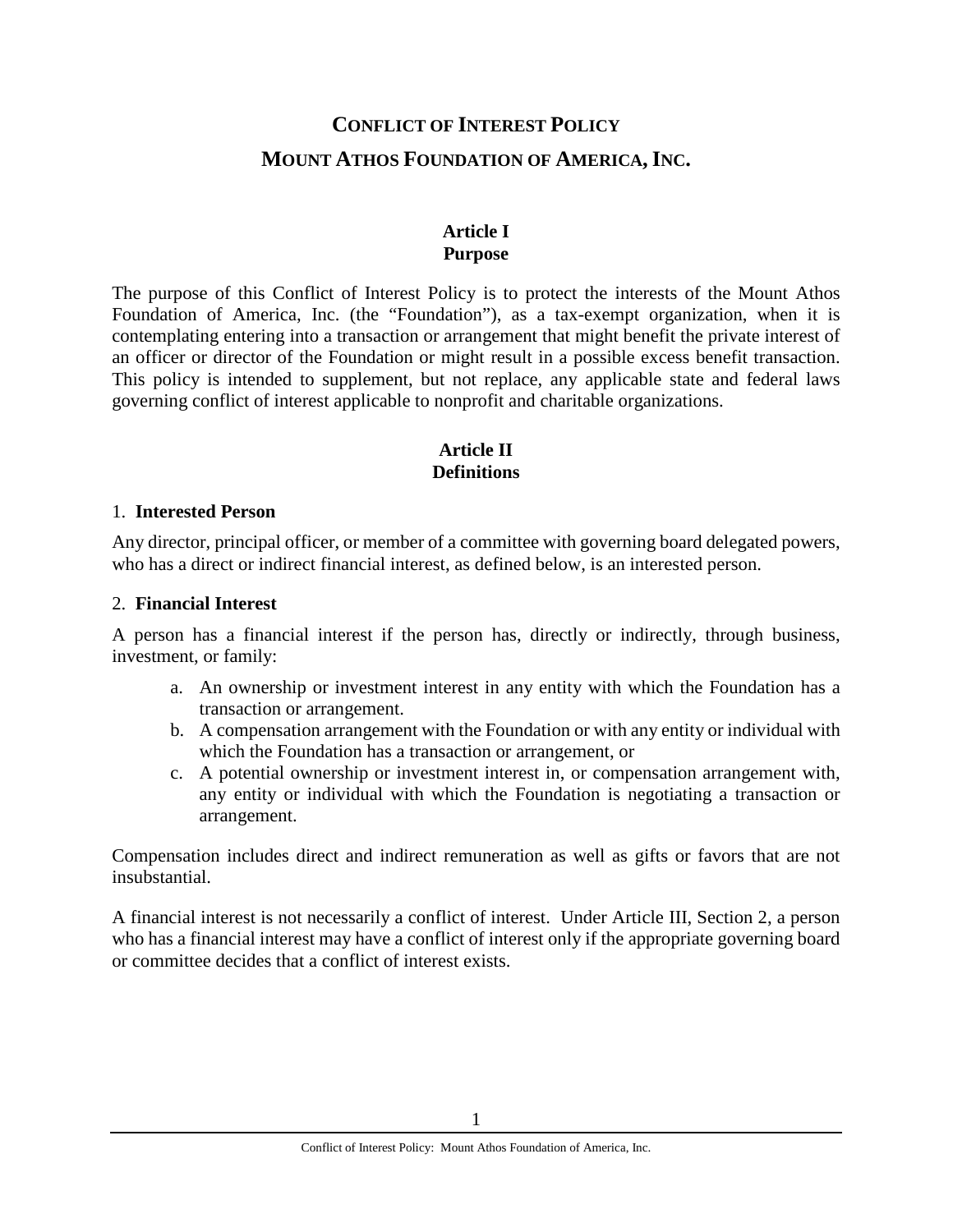# CONFLICT OF INTEREST POLICY

# MOUNT ATHOS FOUNDATION OF AMERICA, INC.

## Article I
## Purpose

The purpose of this Conflict of Interest Policy is to protect the interests of the Mount Athos Foundation of America, Inc. (the "Foundation"), as a tax-exempt organization, when it is contemplating entering into a transaction or arrangement that might benefit the private interest of an officer or director of the Foundation or might result in a possible excess benefit transaction. This policy is intended to supplement, but not replace, any applicable state and federal laws governing conflict of interest applicable to nonprofit and charitable organizations.

## Article II
## Definitions

### 1. **Interested Person**

Any director, principal officer, or member of a committee with governing board delegated powers, who has a direct or indirect financial interest, as defined below, is an interested person.

### 2. **Financial Interest**

A person has a financial interest if the person has, directly or indirectly, through business, investment, or family:

a. An ownership or investment interest in any entity with which the Foundation has a transaction or arrangement.
b. A compensation arrangement with the Foundation or with any entity or individual with which the Foundation has a transaction or arrangement, or
c. A potential ownership or investment interest in, or compensation arrangement with, any entity or individual with which the Foundation is negotiating a transaction or arrangement.

Compensation includes direct and indirect remuneration as well as gifts or favors that are not insubstantial.

A financial interest is not necessarily a conflict of interest. Under Article III, Section 2, a person who has a financial interest may have a conflict of interest only if the appropriate governing board or committee decides that a conflict of interest exists.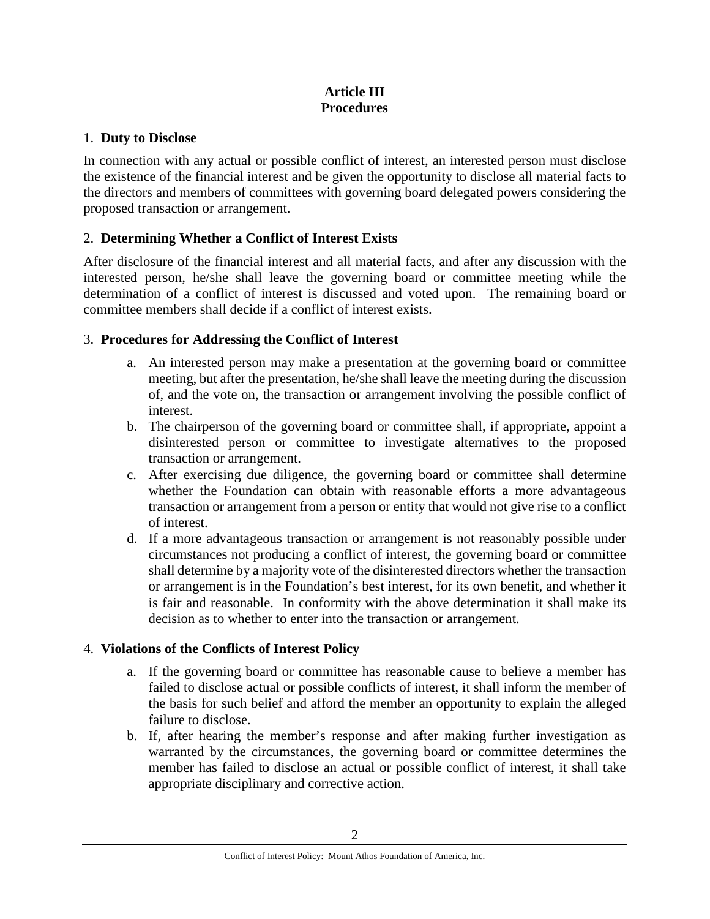## Article III
## Procedures

1. **Duty to Disclose**

In connection with any actual or possible conflict of interest, an interested person must disclose the existence of the financial interest and be given the opportunity to disclose all material facts to the directors and members of committees with governing board delegated powers considering the proposed transaction or arrangement.

2. **Determining Whether a Conflict of Interest Exists**

After disclosure of the financial interest and all material facts, and after any discussion with the interested person, he/she shall leave the governing board or committee meeting while the determination of a conflict of interest is discussed and voted upon. The remaining board or committee members shall decide if a conflict of interest exists.

3. **Procedures for Addressing the Conflict of Interest**

   a. An interested person may make a presentation at the governing board or committee meeting, but after the presentation, he/she shall leave the meeting during the discussion of, and the vote on, the transaction or arrangement involving the possible conflict of interest.
   b. The chairperson of the governing board or committee shall, if appropriate, appoint a disinterested person or committee to investigate alternatives to the proposed transaction or arrangement.
   c. After exercising due diligence, the governing board or committee shall determine whether the Foundation can obtain with reasonable efforts a more advantageous transaction or arrangement from a person or entity that would not give rise to a conflict of interest.
   d. If a more advantageous transaction or arrangement is not reasonably possible under circumstances not producing a conflict of interest, the governing board or committee shall determine by a majority vote of the disinterested directors whether the transaction or arrangement is in the Foundation's best interest, for its own benefit, and whether it is fair and reasonable. In conformity with the above determination it shall make its decision as to whether to enter into the transaction or arrangement.

4. **Violations of the Conflicts of Interest Policy**

   a. If the governing board or committee has reasonable cause to believe a member has failed to disclose actual or possible conflicts of interest, it shall inform the member of the basis for such belief and afford the member an opportunity to explain the alleged failure to disclose.
   b. If, after hearing the member's response and after making further investigation as warranted by the circumstances, the governing board or committee determines the member has failed to disclose an actual or possible conflict of interest, it shall take appropriate disciplinary and corrective action.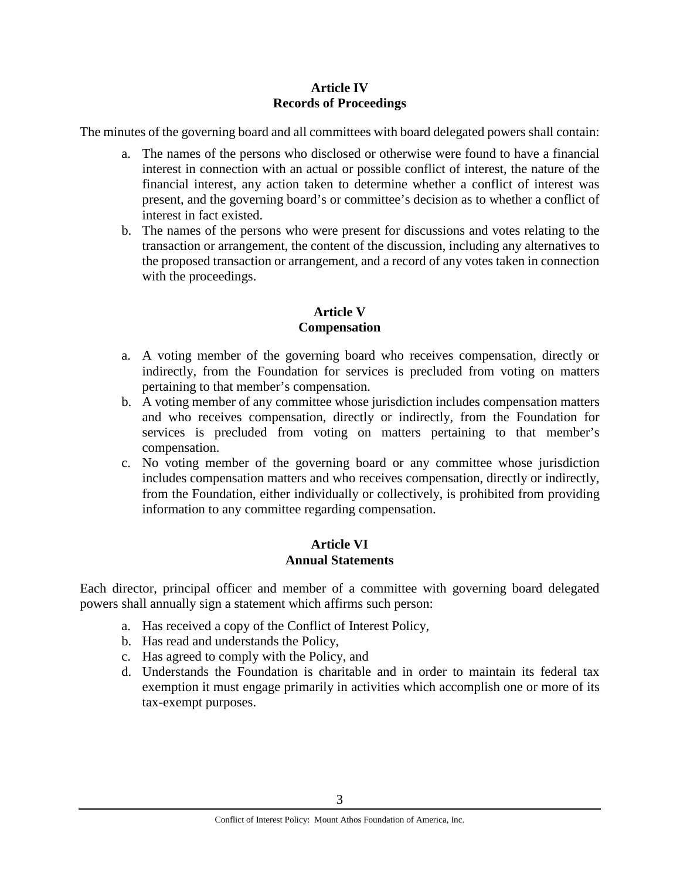## Article IV
## Records of Proceedings

The minutes of the governing board and all committees with board delegated powers shall contain:

a. The names of the persons who disclosed or otherwise were found to have a financial interest in connection with an actual or possible conflict of interest, the nature of the financial interest, any action taken to determine whether a conflict of interest was present, and the governing board's or committee's decision as to whether a conflict of interest in fact existed.
b. The names of the persons who were present for discussions and votes relating to the transaction or arrangement, the content of the discussion, including any alternatives to the proposed transaction or arrangement, and a record of any votes taken in connection with the proceedings.

## Article V
## Compensation

a. A voting member of the governing board who receives compensation, directly or indirectly, from the Foundation for services is precluded from voting on matters pertaining to that member's compensation.
b. A voting member of any committee whose jurisdiction includes compensation matters and who receives compensation, directly or indirectly, from the Foundation for services is precluded from voting on matters pertaining to that member's compensation.
c. No voting member of the governing board or any committee whose jurisdiction includes compensation matters and who receives compensation, directly or indirectly, from the Foundation, either individually or collectively, is prohibited from providing information to any committee regarding compensation.

## Article VI
## Annual Statements

Each director, principal officer and member of a committee with governing board delegated powers shall annually sign a statement which affirms such person:

a. Has received a copy of the Conflict of Interest Policy,
b. Has read and understands the Policy,
c. Has agreed to comply with the Policy, and
d. Understands the Foundation is charitable and in order to maintain its federal tax exemption it must engage primarily in activities which accomplish one or more of its tax-exempt purposes.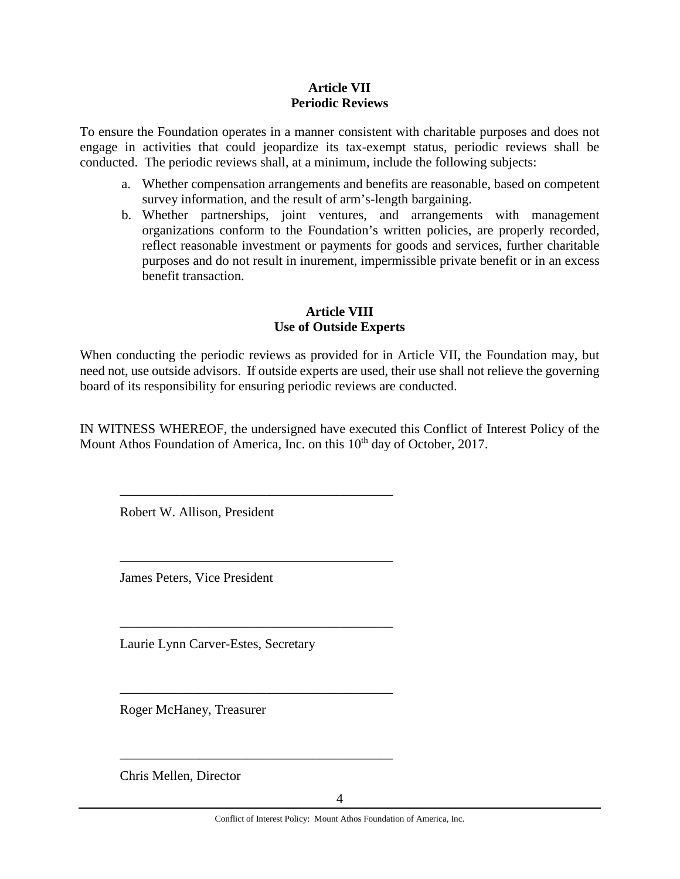## Article VII
## Periodic Reviews

To ensure the Foundation operates in a manner consistent with charitable purposes and does not engage in activities that could jeopardize its tax-exempt status, periodic reviews shall be conducted. The periodic reviews shall, at a minimum, include the following subjects:

a. Whether compensation arrangements and benefits are reasonable, based on competent survey information, and the result of arm's-length bargaining.
b. Whether partnerships, joint ventures, and arrangements with management organizations conform to the Foundation's written policies, are properly recorded, reflect reasonable investment or payments for goods and services, further charitable purposes and do not result in inurement, impermissible private benefit or in an excess benefit transaction.

## Article VIII
## Use of Outside Experts

When conducting the periodic reviews as provided for in Article VII, the Foundation may, but need not, use outside advisors. If outside experts are used, their use shall not relieve the governing board of its responsibility for ensuring periodic reviews are conducted.

IN WITNESS WHEREOF, the undersigned have executed this Conflict of Interest Policy of the Mount Athos Foundation of America, Inc. on this 10th day of October, 2017.

\_\_\_\_\_\_\_\_\_\_\_\_\_\_\_\_\_\_\_\_\_\_\_\_\_\_\_\_\_\_\_\_\_\_\_\_\_\_\_\_

Robert W. Allison, President

\_\_\_\_\_\_\_\_\_\_\_\_\_\_\_\_\_\_\_\_\_\_\_\_\_\_\_\_\_\_\_\_\_\_\_\_\_\_\_\_

James Peters, Vice President

\_\_\_\_\_\_\_\_\_\_\_\_\_\_\_\_\_\_\_\_\_\_\_\_\_\_\_\_\_\_\_\_\_\_\_\_\_\_\_\_

Laurie Lynn Carver-Estes, Secretary

\_\_\_\_\_\_\_\_\_\_\_\_\_\_\_\_\_\_\_\_\_\_\_\_\_\_\_\_\_\_\_\_\_\_\_\_\_\_\_\_

Roger McHaney, Treasurer

\_\_\_\_\_\_\_\_\_\_\_\_\_\_\_\_\_\_\_\_\_\_\_\_\_\_\_\_\_\_\_\_\_\_\_\_\_\_\_\_

Chris Mellen, Director